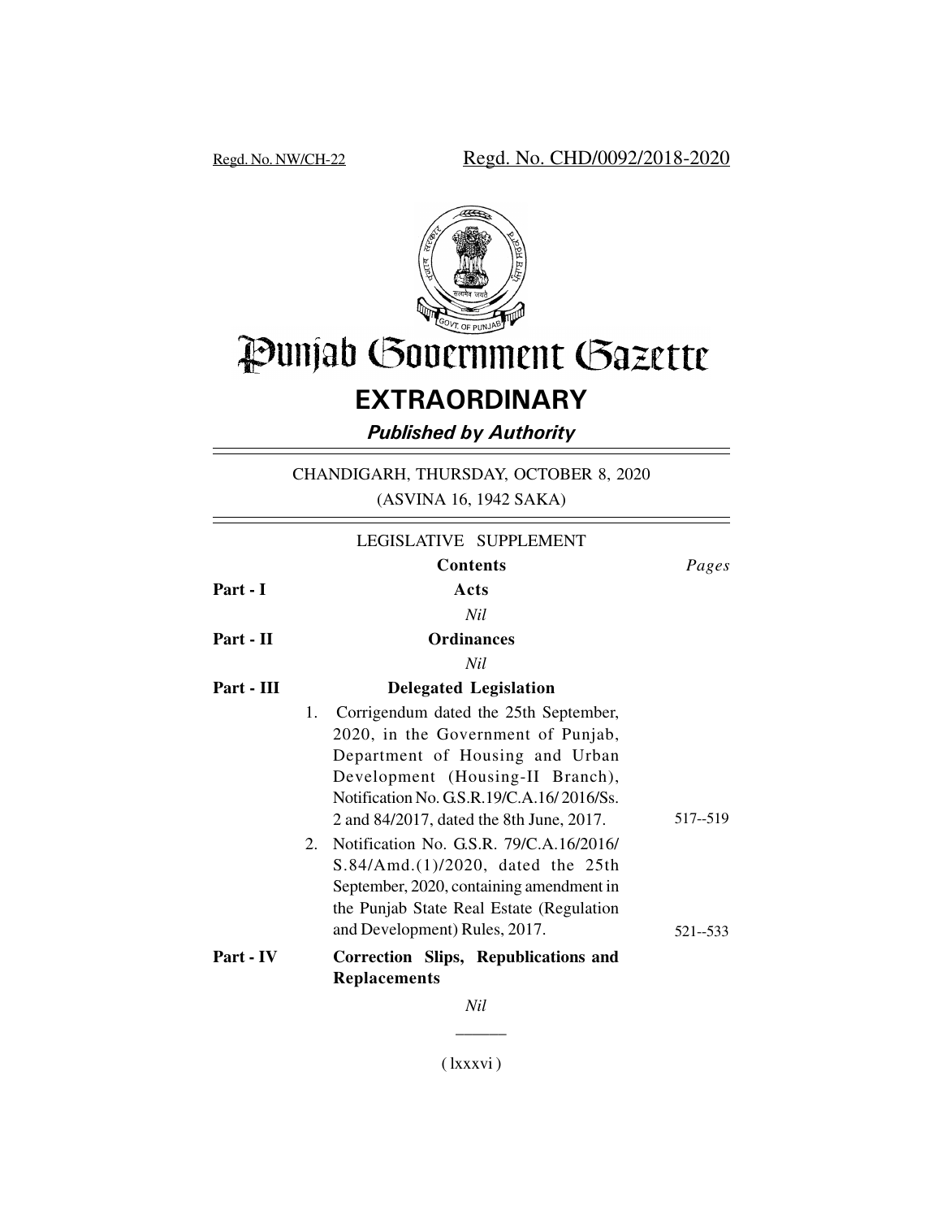Regd. No. NW/CH-22 Regd. No. CHD/0092/2018-2020

# Punjab Government Gazette

## EXTRAORDINARY

***Published by Authority***

CHANDIGARH, THURSDAY, OCTOBER 8, 2020
(ASVINA 16, 1942 SAKA)

LEGISLATIVE SUPPLEMENT

| | **Contents** | *Pages* |
|---|---|---|
| **Part - I** | **Acts** | |
| | *Nil* | |
| **Part - II** | **Ordinances** | |
| | *Nil* | |
| **Part - III** | **Delegated Legislation** | |
| | 1. Corrigendum dated the 25th September, 2020, in the Government of Punjab, Department of Housing and Urban Development (Housing-II Branch), Notification No. G.S.R.19/C.A.16/ 2016/Ss. 2 and 84/2017, dated the 8th June, 2017. | 517--519 |
| | 2. Notification No. G.S.R. 79/C.A.16/2016/ S.84/Amd.(1)/2020, dated the 25th September, 2020, containing amendment in the Punjab State Real Estate (Regulation and Development) Rules, 2017. | 521--533 |
| **Part - IV** | **Correction Slips, Republications and Replacements** | |
| | *Nil* | |

( lxxxvi )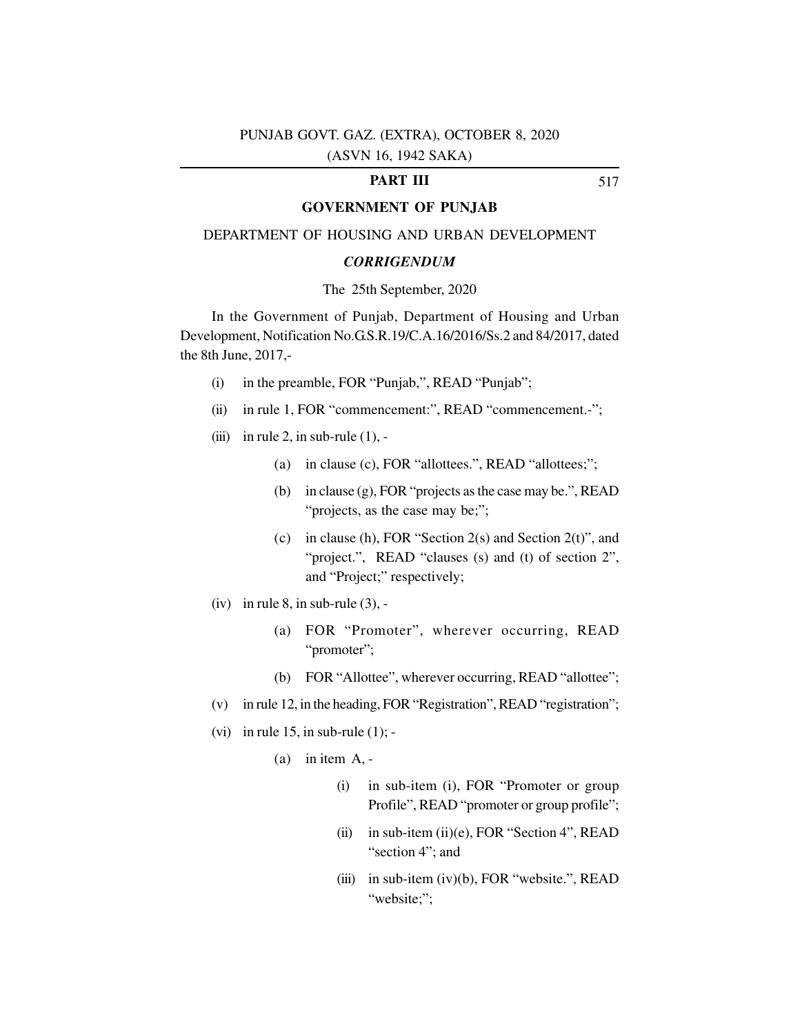## PART III

## GOVERNMENT OF PUNJAB

### DEPARTMENT OF HOUSING AND URBAN DEVELOPMENT

### *CORRIGENDUM*

The 25th September, 2020

In the Government of Punjab, Department of Housing and Urban Development, Notification No.G.S.R.19/C.A.16/2016/Ss.2 and 84/2017, dated the 8th June, 2017,-

(i) in the preamble, FOR "Punjab,", READ "Punjab";

(ii) in rule 1, FOR "commencement:", READ "commencement.-";

(iii) in rule 2, in sub-rule (1), -

   (a) in clause (c), FOR "allottees.", READ "allottees;";

   (b) in clause (g), FOR "projects as the case may be.", READ "projects, as the case may be;";

   (c) in clause (h), FOR "Section 2(s) and Section 2(t)", and "project.", READ "clauses (s) and (t) of section 2", and "Project;" respectively;

(iv) in rule 8, in sub-rule (3), -

   (a) FOR "Promoter", wherever occurring, READ "promoter";

   (b) FOR "Allottee", wherever occurring, READ "allottee";

(v) in rule 12, in the heading, FOR "Registration", READ "registration";

(vi) in rule 15, in sub-rule (1); -

   (a) in item A, -

      (i) in sub-item (i), FOR "Promoter or group Profile", READ "promoter or group profile";

      (ii) in sub-item (ii)(e), FOR "Section 4", READ "section 4"; and

      (iii) in sub-item (iv)(b), FOR "website.", READ "website;";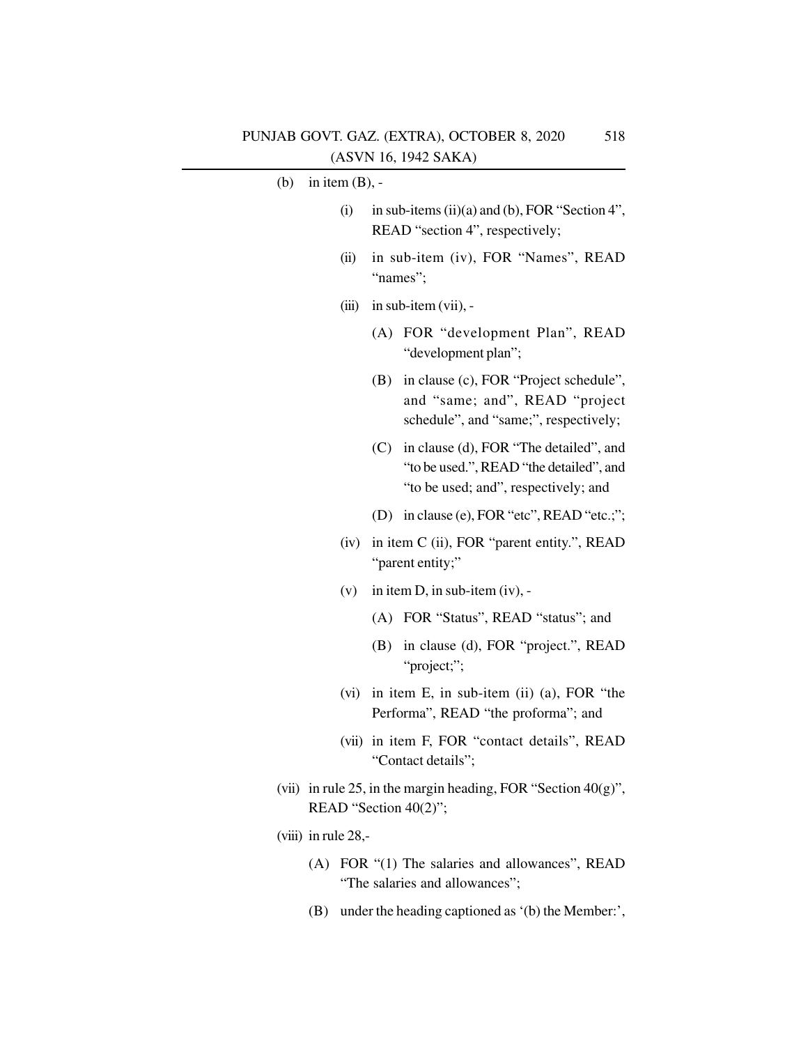(b) in item (B), -

(i) in sub-items (ii)(a) and (b), FOR "Section 4", READ "section 4", respectively;

(ii) in sub-item (iv), FOR "Names", READ "names";

(iii) in sub-item (vii), -

(A) FOR "development Plan", READ "development plan";

(B) in clause (c), FOR "Project schedule", and "same; and", READ "project schedule", and "same;", respectively;

(C) in clause (d), FOR "The detailed", and "to be used.", READ "the detailed", and "to be used; and", respectively; and

(D) in clause (e), FOR "etc", READ "etc.;";

(iv) in item C (ii), FOR "parent entity.", READ "parent entity;"

(v) in item D, in sub-item (iv), -

(A) FOR "Status", READ "status"; and

(B) in clause (d), FOR "project.", READ "project;";

(vi) in item E, in sub-item (ii) (a), FOR "the Performa", READ "the proforma"; and

(vii) in item F, FOR "contact details", READ "Contact details";

(vii) in rule 25, in the margin heading, FOR "Section 40(g)", READ "Section 40(2)";

(viii) in rule 28,-

(A) FOR "(1) The salaries and allowances", READ "The salaries and allowances";

(B) under the heading captioned as '(b) the Member:',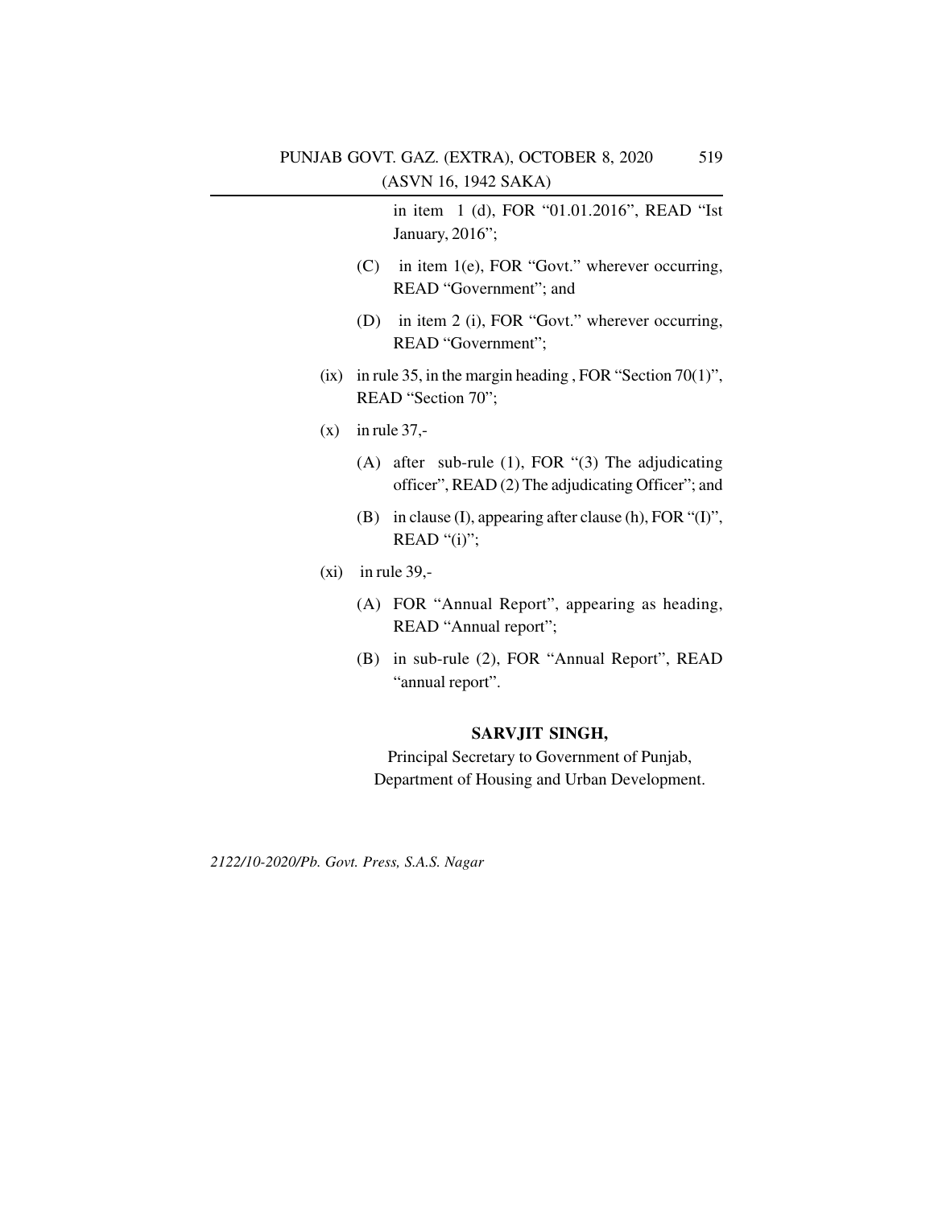in item 1 (d), FOR "01.01.2016", READ "Ist January, 2016";

(C) in item 1(e), FOR "Govt." wherever occurring, READ "Government"; and

(D) in item 2 (i), FOR "Govt." wherever occurring, READ "Government";

(ix) in rule 35, in the margin heading , FOR "Section 70(1)", READ "Section 70";

(x) in rule 37,-

(A) after sub-rule (1), FOR "(3) The adjudicating officer", READ (2) The adjudicating Officer"; and

(B) in clause (I), appearing after clause (h), FOR "(I)", READ "(i)";

(xi) in rule 39,-

(A) FOR "Annual Report", appearing as heading, READ "Annual report";

(B) in sub-rule (2), FOR "Annual Report", READ "annual report".

**SARVJIT SINGH,**

Principal Secretary to Government of Punjab,
Department of Housing and Urban Development.

*2122/10-2020/Pb. Govt. Press, S.A.S. Nagar*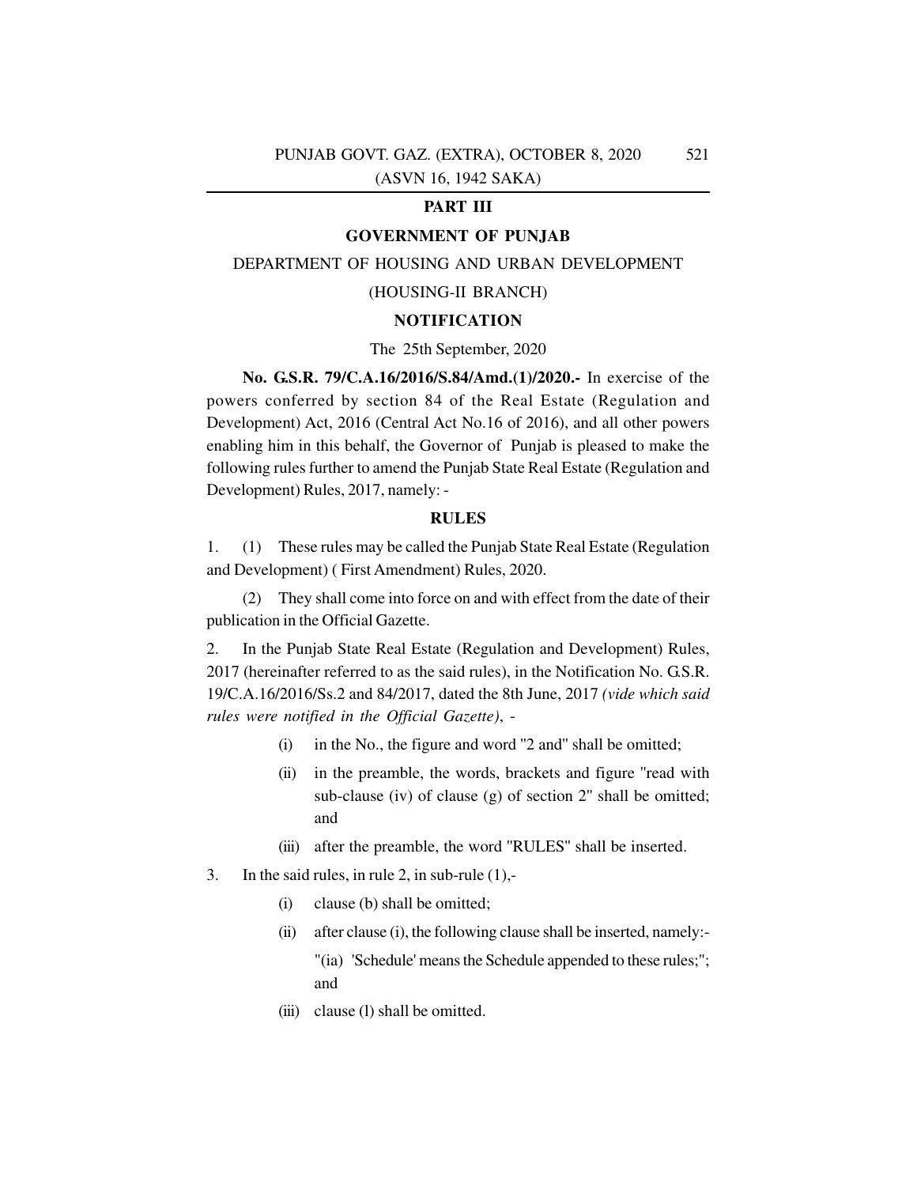## PART III

## GOVERNMENT OF PUNJAB

### DEPARTMENT OF HOUSING AND URBAN DEVELOPMENT

### (HOUSING-II BRANCH)

### NOTIFICATION

The 25th September, 2020

**No. G.S.R. 79/C.A.16/2016/S.84/Amd.(1)/2020.-** In exercise of the powers conferred by section 84 of the Real Estate (Regulation and Development) Act, 2016 (Central Act No.16 of 2016), and all other powers enabling him in this behalf, the Governor of Punjab is pleased to make the following rules further to amend the Punjab State Real Estate (Regulation and Development) Rules, 2017, namely: -

### RULES

1. (1) These rules may be called the Punjab State Real Estate (Regulation and Development) ( First Amendment) Rules, 2020.

   (2) They shall come into force on and with effect from the date of their publication in the Official Gazette.

2. In the Punjab State Real Estate (Regulation and Development) Rules, 2017 (hereinafter referred to as the said rules), in the Notification No. G.S.R. 19/C.A.16/2016/Ss.2 and 84/2017, dated the 8th June, 2017 *(vide which said rules were notified in the Official Gazette)*, -

   (i) in the No., the figure and word "2 and" shall be omitted;

   (ii) in the preamble, the words, brackets and figure "read with sub-clause (iv) of clause (g) of section 2" shall be omitted; and

   (iii) after the preamble, the word "RULES" shall be inserted.

3. In the said rules, in rule 2, in sub-rule (1),-

   (i) clause (b) shall be omitted;

   (ii) after clause (i), the following clause shall be inserted, namely:-

   "(ia) 'Schedule' means the Schedule appended to these rules;"; and

   (iii) clause (l) shall be omitted.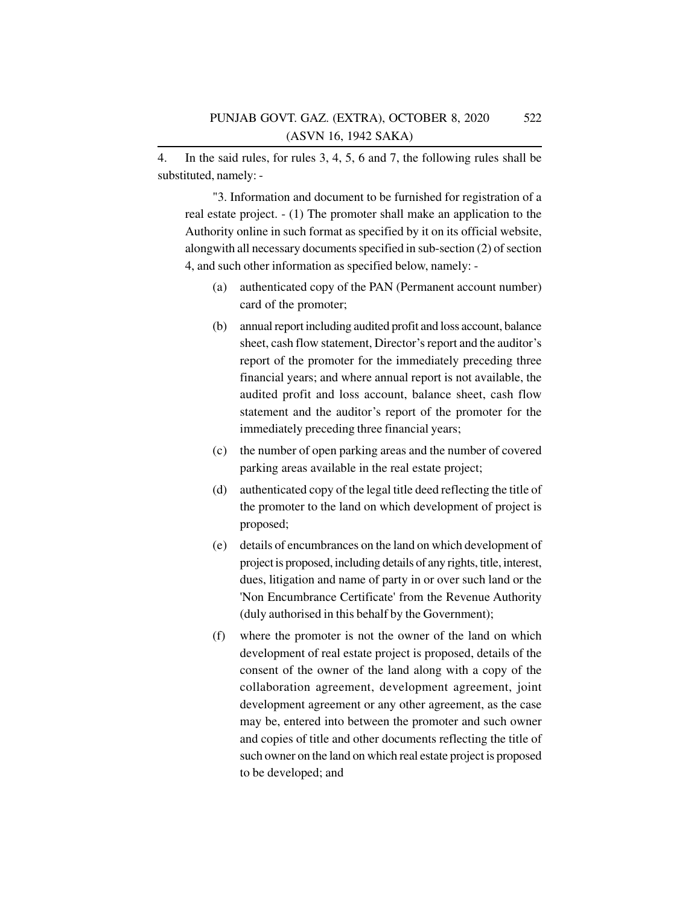4. In the said rules, for rules 3, 4, 5, 6 and 7, the following rules shall be substituted, namely: -

"3. Information and document to be furnished for registration of a real estate project. - (1) The promoter shall make an application to the Authority online in such format as specified by it on its official website, alongwith all necessary documents specified in sub-section (2) of section 4, and such other information as specified below, namely: -

(a) authenticated copy of the PAN (Permanent account number) card of the promoter;

(b) annual report including audited profit and loss account, balance sheet, cash flow statement, Director's report and the auditor's report of the promoter for the immediately preceding three financial years; and where annual report is not available, the audited profit and loss account, balance sheet, cash flow statement and the auditor's report of the promoter for the immediately preceding three financial years;

(c) the number of open parking areas and the number of covered parking areas available in the real estate project;

(d) authenticated copy of the legal title deed reflecting the title of the promoter to the land on which development of project is proposed;

(e) details of encumbrances on the land on which development of project is proposed, including details of any rights, title, interest, dues, litigation and name of party in or over such land or the 'Non Encumbrance Certificate' from the Revenue Authority (duly authorised in this behalf by the Government);

(f) where the promoter is not the owner of the land on which development of real estate project is proposed, details of the consent of the owner of the land along with a copy of the collaboration agreement, development agreement, joint development agreement or any other agreement, as the case may be, entered into between the promoter and such owner and copies of title and other documents reflecting the title of such owner on the land on which real estate project is proposed to be developed; and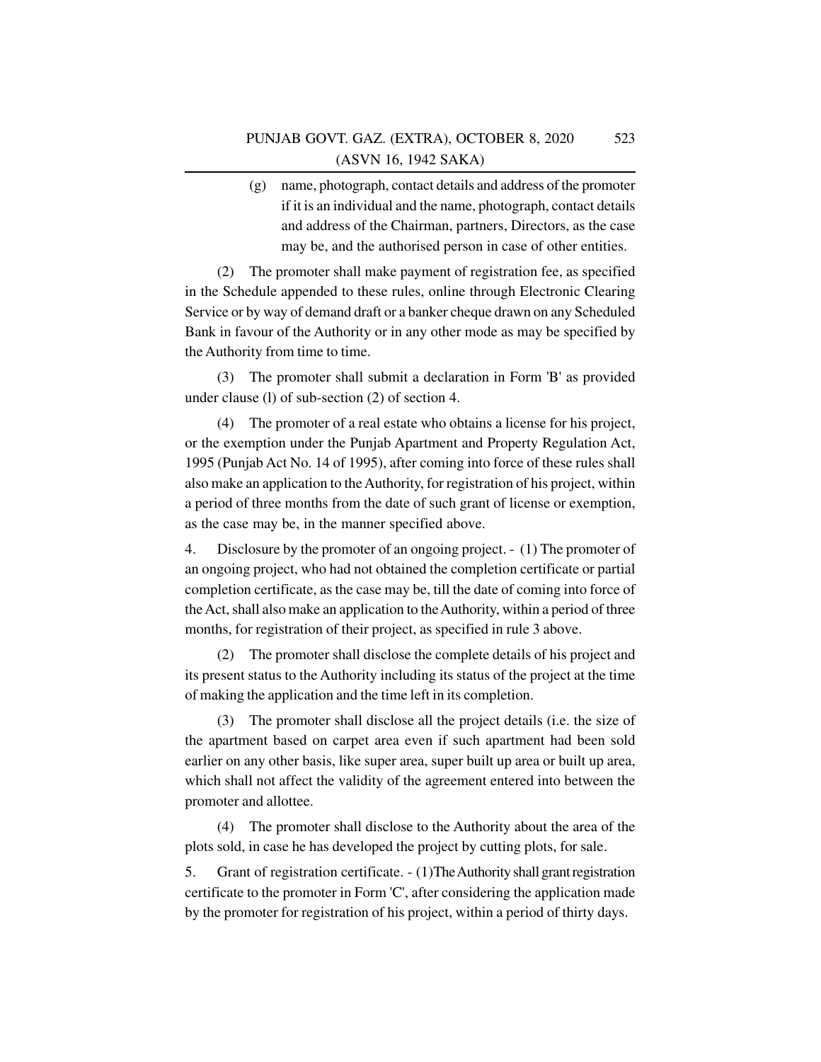(g) name, photograph, contact details and address of the promoter if it is an individual and the name, photograph, contact details and address of the Chairman, partners, Directors, as the case may be, and the authorised person in case of other entities.

(2) The promoter shall make payment of registration fee, as specified in the Schedule appended to these rules, online through Electronic Clearing Service or by way of demand draft or a banker cheque drawn on any Scheduled Bank in favour of the Authority or in any other mode as may be specified by the Authority from time to time.

(3) The promoter shall submit a declaration in Form 'B' as provided under clause (l) of sub-section (2) of section 4.

(4) The promoter of a real estate who obtains a license for his project, or the exemption under the Punjab Apartment and Property Regulation Act, 1995 (Punjab Act No. 14 of 1995), after coming into force of these rules shall also make an application to the Authority, for registration of his project, within a period of three months from the date of such grant of license or exemption, as the case may be, in the manner specified above.

4. Disclosure by the promoter of an ongoing project. - (1) The promoter of an ongoing project, who had not obtained the completion certificate or partial completion certificate, as the case may be, till the date of coming into force of the Act, shall also make an application to the Authority, within a period of three months, for registration of their project, as specified in rule 3 above.

(2) The promoter shall disclose the complete details of his project and its present status to the Authority including its status of the project at the time of making the application and the time left in its completion.

(3) The promoter shall disclose all the project details (i.e. the size of the apartment based on carpet area even if such apartment had been sold earlier on any other basis, like super area, super built up area or built up area, which shall not affect the validity of the agreement entered into between the promoter and allottee.

(4) The promoter shall disclose to the Authority about the area of the plots sold, in case he has developed the project by cutting plots, for sale.

5. Grant of registration certificate. - (1)The Authority shall grant registration certificate to the promoter in Form 'C', after considering the application made by the promoter for registration of his project, within a period of thirty days.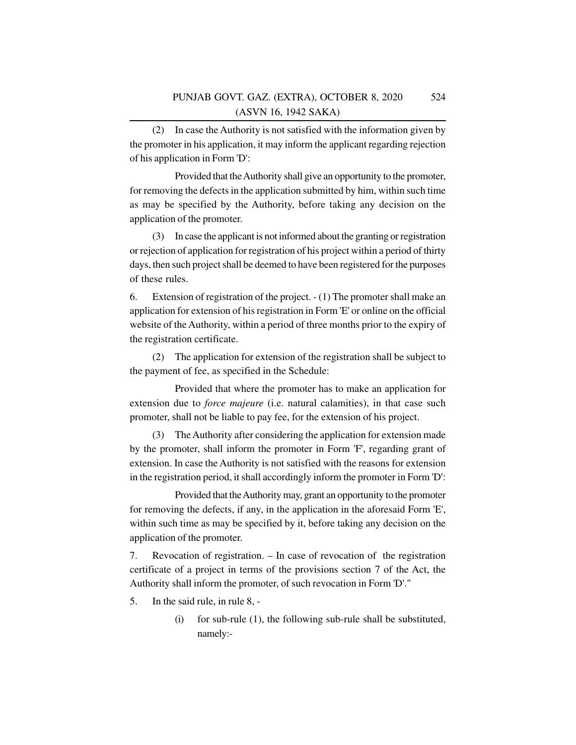(2) In case the Authority is not satisfied with the information given by the promoter in his application, it may inform the applicant regarding rejection of his application in Form 'D':

Provided that the Authority shall give an opportunity to the promoter, for removing the defects in the application submitted by him, within such time as may be specified by the Authority, before taking any decision on the application of the promoter.

(3) In case the applicant is not informed about the granting or registration or rejection of application for registration of his project within a period of thirty days, then such project shall be deemed to have been registered for the purposes of these rules.

6. Extension of registration of the project. - (1) The promoter shall make an application for extension of his registration in Form 'E' or online on the official website of the Authority, within a period of three months prior to the expiry of the registration certificate.

(2) The application for extension of the registration shall be subject to the payment of fee, as specified in the Schedule:

Provided that where the promoter has to make an application for extension due to *force majeure* (i.e. natural calamities), in that case such promoter, shall not be liable to pay fee, for the extension of his project.

(3) The Authority after considering the application for extension made by the promoter, shall inform the promoter in Form 'F', regarding grant of extension. In case the Authority is not satisfied with the reasons for extension in the registration period, it shall accordingly inform the promoter in Form 'D':

Provided that the Authority may, grant an opportunity to the promoter for removing the defects, if any, in the application in the aforesaid Form 'E', within such time as may be specified by it, before taking any decision on the application of the promoter.

7. Revocation of registration. – In case of revocation of the registration certificate of a project in terms of the provisions section 7 of the Act, the Authority shall inform the promoter, of such revocation in Form 'D'."

5. In the said rule, in rule 8, -

   (i) for sub-rule (1), the following sub-rule shall be substituted, namely:-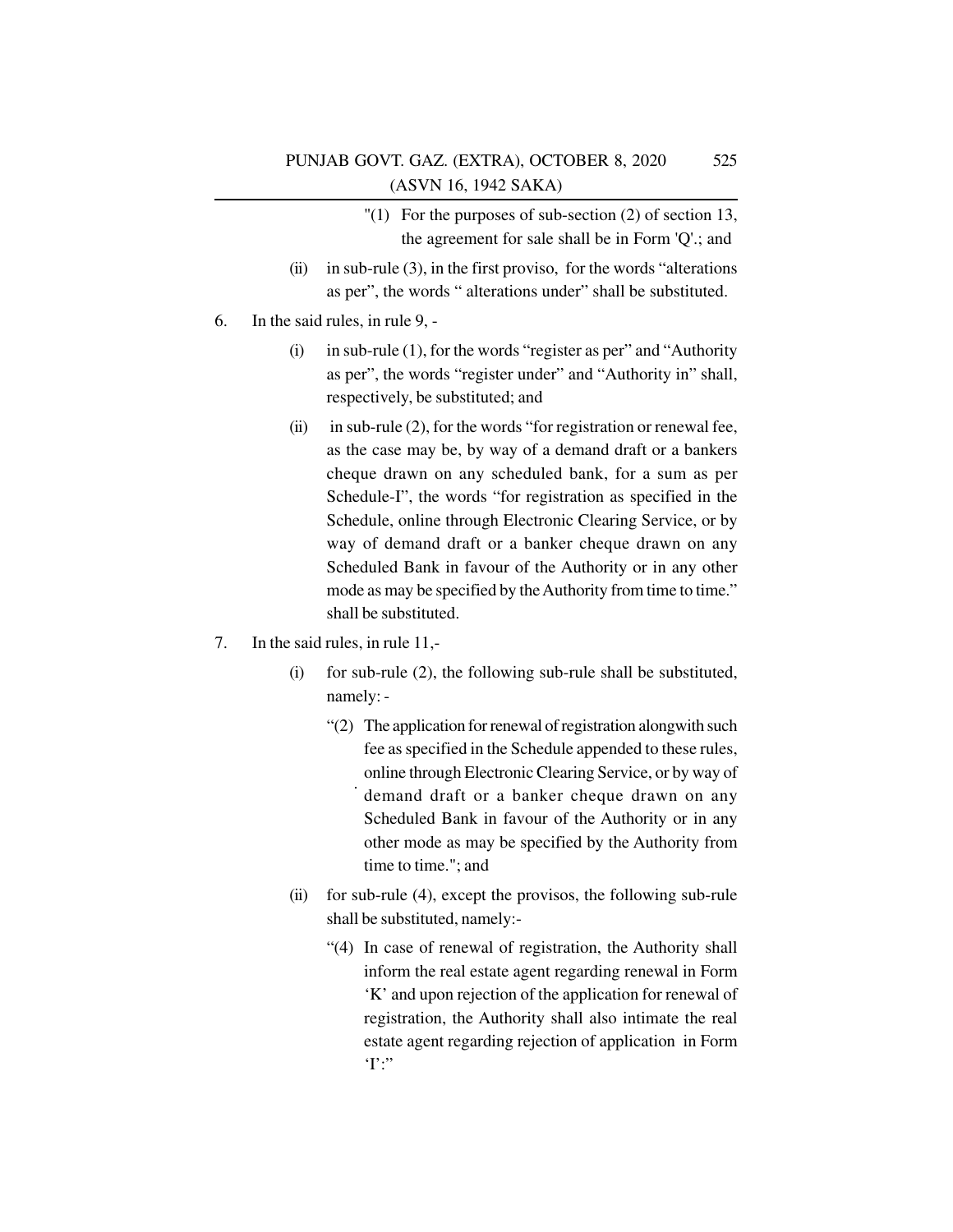"(1) For the purposes of sub-section (2) of section 13, the agreement for sale shall be in Form 'Q'.; and

(ii) in sub-rule (3), in the first proviso, for the words "alterations as per", the words " alterations under" shall be substituted.

6. In the said rules, in rule 9, -

   (i) in sub-rule (1), for the words "register as per" and "Authority as per", the words "register under" and "Authority in" shall, respectively, be substituted; and

   (ii) in sub-rule (2), for the words "for registration or renewal fee, as the case may be, by way of a demand draft or a bankers cheque drawn on any scheduled bank, for a sum as per Schedule-I", the words "for registration as specified in the Schedule, online through Electronic Clearing Service, or by way of demand draft or a banker cheque drawn on any Scheduled Bank in favour of the Authority or in any other mode as may be specified by the Authority from time to time." shall be substituted.

7. In the said rules, in rule 11,-

   (i) for sub-rule (2), the following sub-rule shall be substituted, namely: -

   "(2) The application for renewal of registration alongwith such fee as specified in the Schedule appended to these rules, online through Electronic Clearing Service, or by way of demand draft or a banker cheque drawn on any Scheduled Bank in favour of the Authority or in any other mode as may be specified by the Authority from time to time."; and

   (ii) for sub-rule (4), except the provisos, the following sub-rule shall be substituted, namely:-

   "(4) In case of renewal of registration, the Authority shall inform the real estate agent regarding renewal in Form 'K' and upon rejection of the application for renewal of registration, the Authority shall also intimate the real estate agent regarding rejection of application in Form 'I':"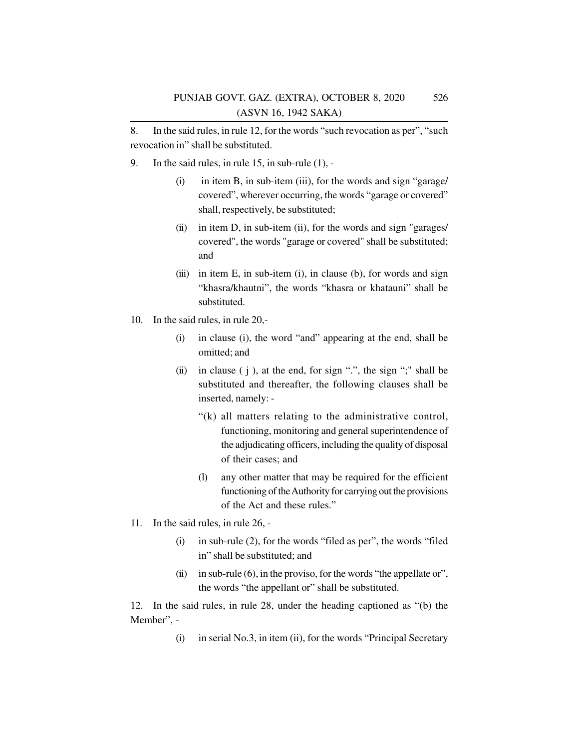8. In the said rules, in rule 12, for the words "such revocation as per", "such revocation in" shall be substituted.

9. In the said rules, in rule 15, in sub-rule (1), -

   (i) in item B, in sub-item (iii), for the words and sign "garage/ covered", wherever occurring, the words "garage or covered" shall, respectively, be substituted;

   (ii) in item D, in sub-item (ii), for the words and sign "garages/ covered", the words "garage or covered" shall be substituted; and

   (iii) in item E, in sub-item (i), in clause (b), for words and sign "khasra/khautni", the words "khasra or khatauni" shall be substituted.

10. In the said rules, in rule 20,-

    (i) in clause (i), the word "and" appearing at the end, shall be omitted; and

    (ii) in clause ( j ), at the end, for sign ".", the sign ";" shall be substituted and thereafter, the following clauses shall be inserted, namely: -

    "(k) all matters relating to the administrative control, functioning, monitoring and general superintendence of the adjudicating officers, including the quality of disposal of their cases; and

    (l) any other matter that may be required for the efficient functioning of the Authority for carrying out the provisions of the Act and these rules."

11. In the said rules, in rule 26, -

    (i) in sub-rule (2), for the words "filed as per", the words "filed in" shall be substituted; and

    (ii) in sub-rule (6), in the proviso, for the words "the appellate or", the words "the appellant or" shall be substituted.

12. In the said rules, in rule 28, under the heading captioned as "(b) the Member", -

    (i) in serial No.3, in item (ii), for the words "Principal Secretary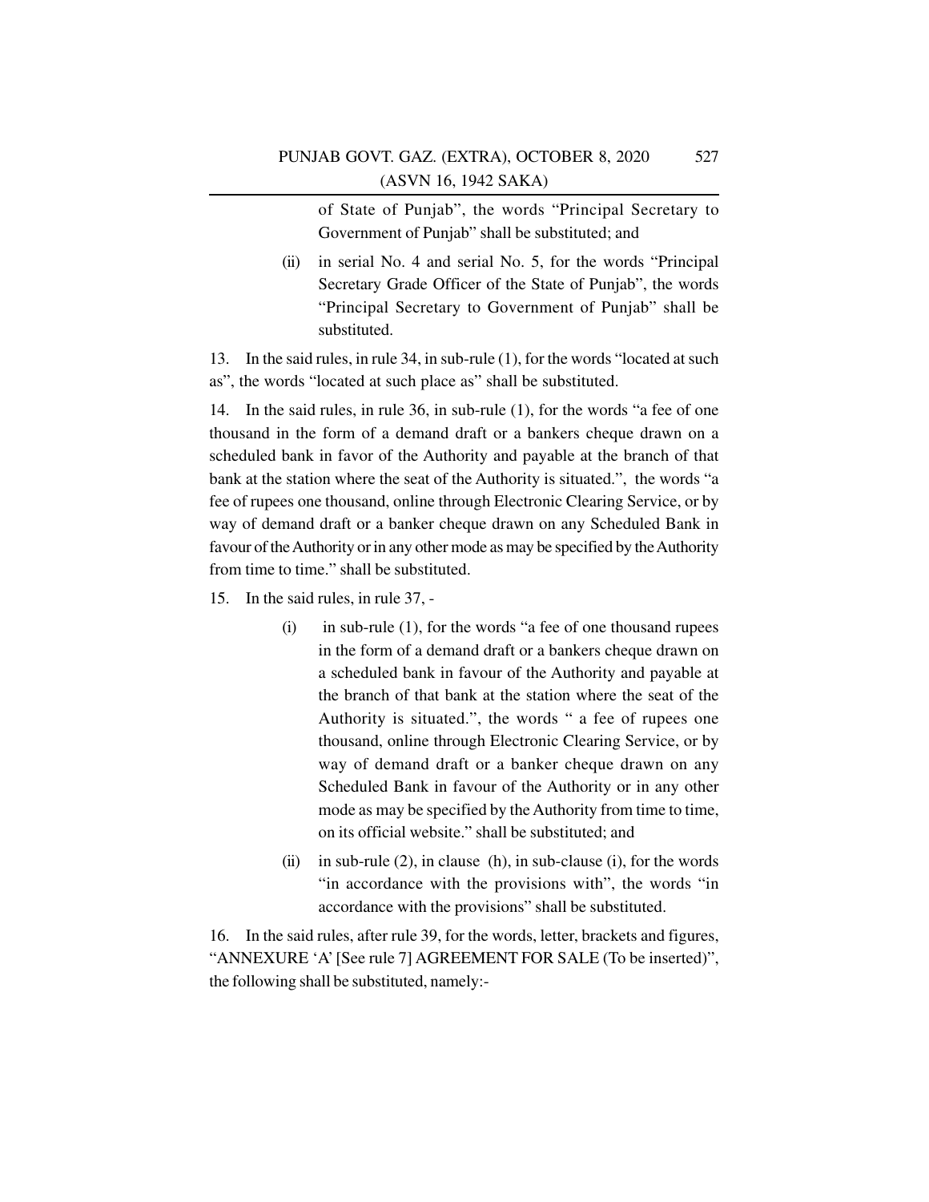of State of Punjab", the words "Principal Secretary to Government of Punjab" shall be substituted; and

(ii) in serial No. 4 and serial No. 5, for the words "Principal Secretary Grade Officer of the State of Punjab", the words "Principal Secretary to Government of Punjab" shall be substituted.

13. In the said rules, in rule 34, in sub-rule (1), for the words "located at such as", the words "located at such place as" shall be substituted.

14. In the said rules, in rule 36, in sub-rule (1), for the words "a fee of one thousand in the form of a demand draft or a bankers cheque drawn on a scheduled bank in favor of the Authority and payable at the branch of that bank at the station where the seat of the Authority is situated.", the words "a fee of rupees one thousand, online through Electronic Clearing Service, or by way of demand draft or a banker cheque drawn on any Scheduled Bank in favour of the Authority or in any other mode as may be specified by the Authority from time to time." shall be substituted.

15. In the said rules, in rule 37, -

(i) in sub-rule (1), for the words "a fee of one thousand rupees in the form of a demand draft or a bankers cheque drawn on a scheduled bank in favour of the Authority and payable at the branch of that bank at the station where the seat of the Authority is situated.", the words " a fee of rupees one thousand, online through Electronic Clearing Service, or by way of demand draft or a banker cheque drawn on any Scheduled Bank in favour of the Authority or in any other mode as may be specified by the Authority from time to time, on its official website." shall be substituted; and

(ii) in sub-rule (2), in clause (h), in sub-clause (i), for the words "in accordance with the provisions with", the words "in accordance with the provisions" shall be substituted.

16. In the said rules, after rule 39, for the words, letter, brackets and figures, "ANNEXURE 'A' [See rule 7] AGREEMENT FOR SALE (To be inserted)", the following shall be substituted, namely:-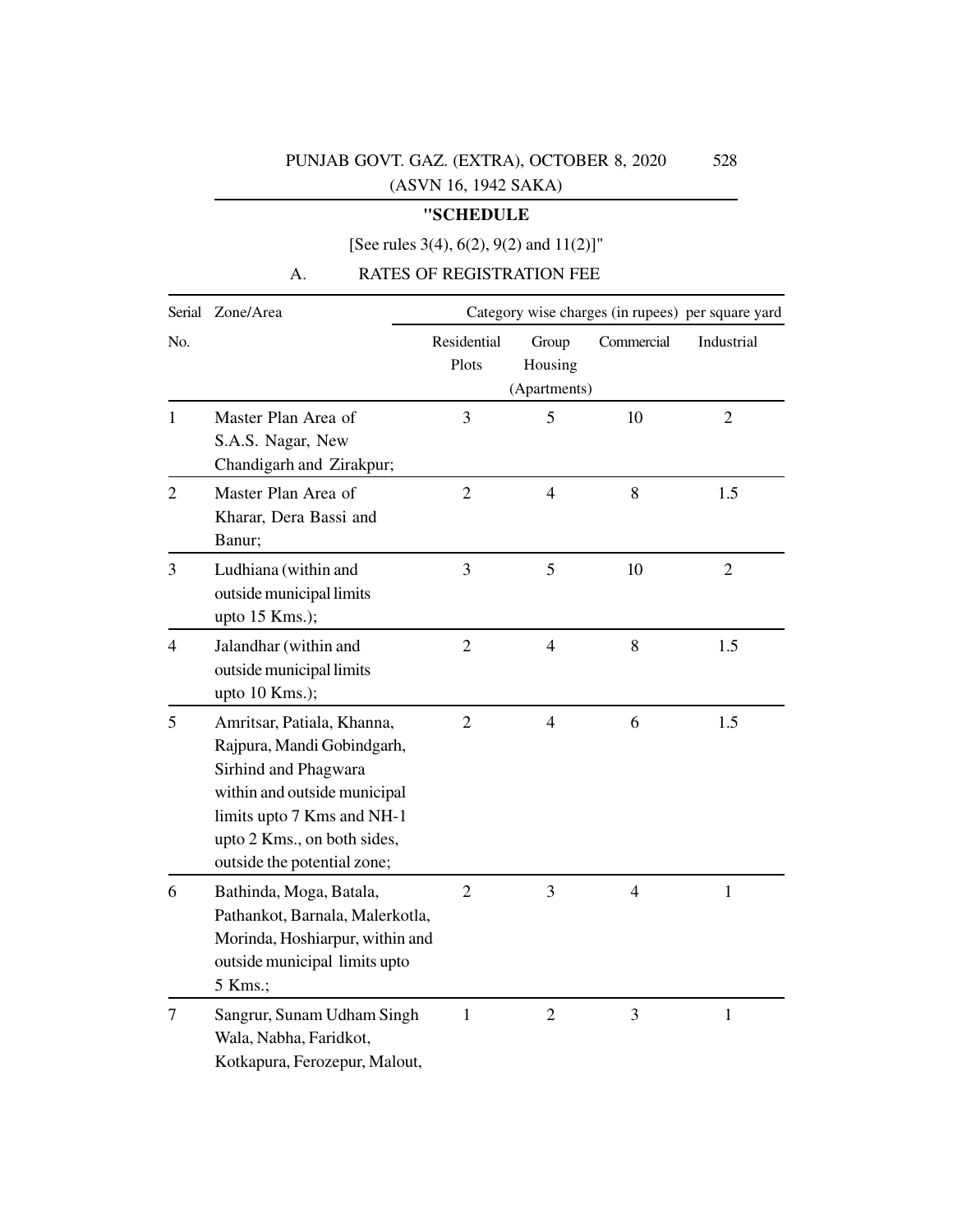## "SCHEDULE

[See rules 3(4), 6(2), 9(2) and 11(2)]"

### A. RATES OF REGISTRATION FEE

| Serial No. | Zone/Area | Category wise charges (in rupees) per square yard | | | |
|---|---|---|---|---|---|
| | | Residential Plots | Group Housing (Apartments) | Commercial | Industrial |
| 1 | Master Plan Area of S.A.S. Nagar, New Chandigarh and Zirakpur; | 3 | 5 | 10 | 2 |
| 2 | Master Plan Area of Kharar, Dera Bassi and Banur; | 2 | 4 | 8 | 1.5 |
| 3 | Ludhiana (within and outside municipal limits upto 15 Kms.); | 3 | 5 | 10 | 2 |
| 4 | Jalandhar (within and outside municipal limits upto 10 Kms.); | 2 | 4 | 8 | 1.5 |
| 5 | Amritsar, Patiala, Khanna, Rajpura, Mandi Gobindgarh, Sirhind and Phagwara within and outside municipal limits upto 7 Kms and NH-1 upto 2 Kms., on both sides, outside the potential zone; | 2 | 4 | 6 | 1.5 |
| 6 | Bathinda, Moga, Batala, Pathankot, Barnala, Malerkotla, Morinda, Hoshiarpur, within and outside municipal limits upto 5 Kms.; | 2 | 3 | 4 | 1 |
| 7 | Sangrur, Sunam Udham Singh Wala, Nabha, Faridkot, Kotkapura, Ferozepur, Malout, | 1 | 2 | 3 | 1 |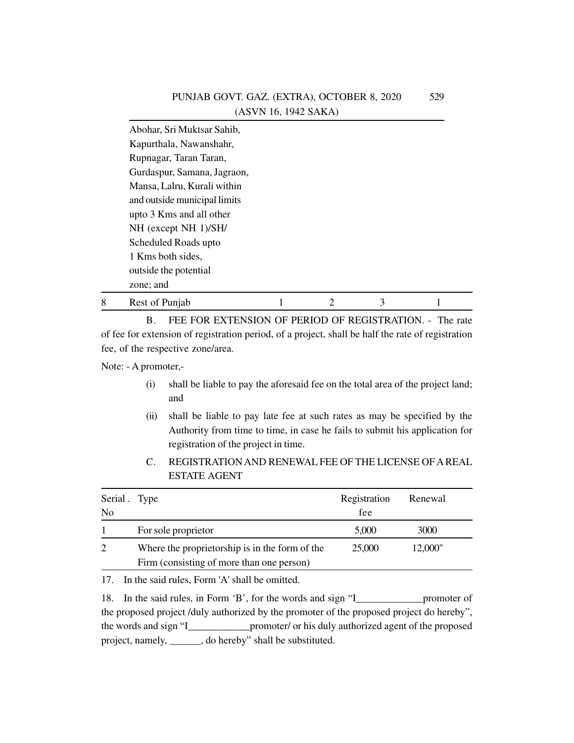| | | | | | |
|---|---|---|---|---|---|
| | Abohar, Sri Muktsar Sahib, Kapurthala, Nawanshahr, Rupnagar, Taran Taran, Gurdaspur, Samana, Jagraon, Mansa, Lalru, Kurali within and outside municipal limits upto 3 Kms and all other NH (except NH 1)/SH/ Scheduled Roads upto 1 Kms both sides, outside the potential zone; and | | | | |
| 8 | Rest of Punjab | 1 | 2 | 3 | 1 |

B. FEE FOR EXTENSION OF PERIOD OF REGISTRATION. - The rate of fee for extension of registration period, of a project, shall be half the rate of registration fee, of the respective zone/area.

Note: - A promoter,-

(i) shall be liable to pay the aforesaid fee on the total area of the project land; and

(ii) shall be liable to pay late fee at such rates as may be specified by the Authority from time to time, in case he fails to submit his application for registration of the project in time.

C. REGISTRATION AND RENEWAL FEE OF THE LICENSE OF A REAL ESTATE AGENT

| Serial . No | Type | Registration fee | Renewal |
|---|---|---|---|
| 1 | For sole proprietor | 5,000 | 3000 |
| 2 | Where the proprietorship is in the form of the Firm (consisting of more than one person) | 25,000 | 12,000" |

17. In the said rules, Form 'A' shall be omitted.

18. In the said rules, in Form 'B', for the words and sign "I_____________promoter of the proposed project /duly authorized by the promoter of the proposed project do hereby", the words and sign "I____________promoter/ or his duly authorized agent of the proposed project, namely, ______, do hereby" shall be substituted.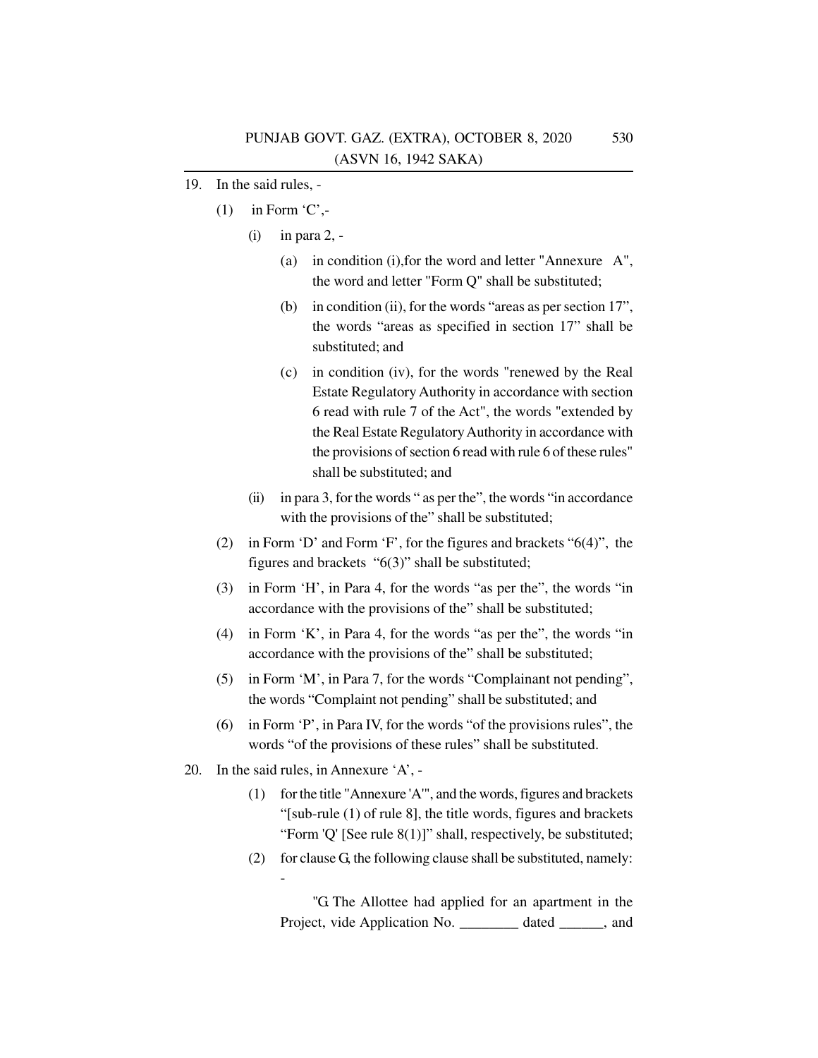19. In the said rules, -

    (1) in Form 'C',-

        (i) in para 2, -

            (a) in condition (i),for the word and letter "Annexure A", the word and letter "Form Q" shall be substituted;

            (b) in condition (ii), for the words "areas as per section 17", the words "areas as specified in section 17" shall be substituted; and

            (c) in condition (iv), for the words "renewed by the Real Estate Regulatory Authority in accordance with section 6 read with rule 7 of the Act", the words "extended by the Real Estate Regulatory Authority in accordance with the provisions of section 6 read with rule 6 of these rules" shall be substituted; and

        (ii) in para 3, for the words " as per the", the words "in accordance with the provisions of the" shall be substituted;

    (2) in Form 'D' and Form 'F', for the figures and brackets "6(4)", the figures and brackets "6(3)" shall be substituted;

    (3) in Form 'H', in Para 4, for the words "as per the", the words "in accordance with the provisions of the" shall be substituted;

    (4) in Form 'K', in Para 4, for the words "as per the", the words "in accordance with the provisions of the" shall be substituted;

    (5) in Form 'M', in Para 7, for the words "Complainant not pending", the words "Complaint not pending" shall be substituted; and

    (6) in Form 'P', in Para IV, for the words "of the provisions rules", the words "of the provisions of these rules" shall be substituted.

20. In the said rules, in Annexure 'A', -

    (1) for the title "Annexure 'A'", and the words, figures and brackets "[sub-rule (1) of rule 8], the title words, figures and brackets "Form 'Q' [See rule 8(1)]" shall, respectively, be substituted;

    (2) for clause G, the following clause shall be substituted, namely: -

        "G. The Allottee had applied for an apartment in the Project, vide Application No. ________ dated ______, and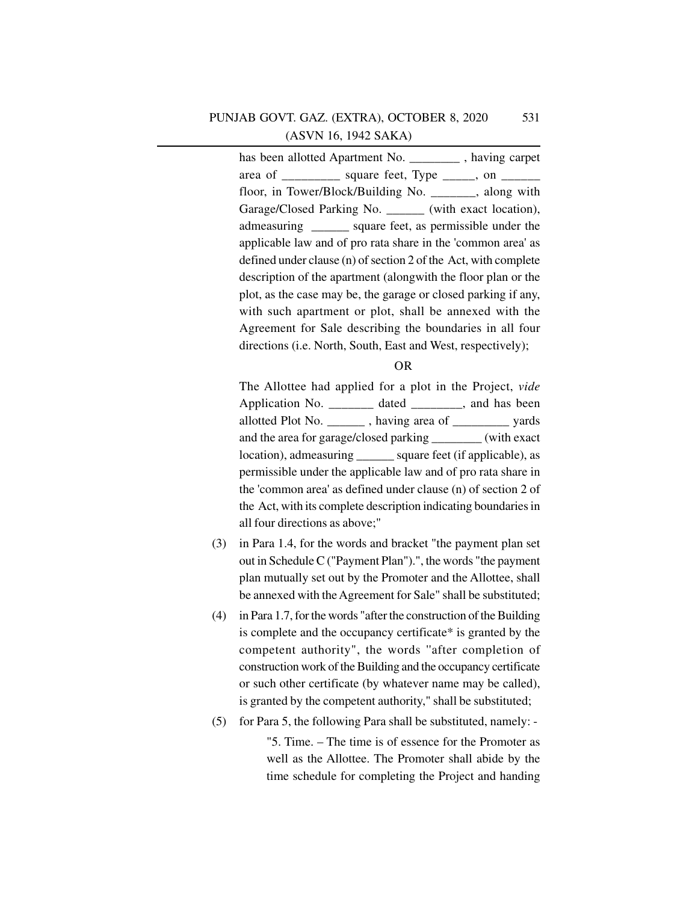has been allotted Apartment No. ________ , having carpet area of _________ square feet, Type _____, on ______ floor, in Tower/Block/Building No. _______, along with Garage/Closed Parking No. ______ (with exact location), admeasuring ______ square feet, as permissible under the applicable law and of pro rata share in the 'common area' as defined under clause (n) of section 2 of the Act, with complete description of the apartment (alongwith the floor plan or the plot, as the case may be, the garage or closed parking if any, with such apartment or plot, shall be annexed with the Agreement for Sale describing the boundaries in all four directions (i.e. North, South, East and West, respectively);

OR

The Allottee had applied for a plot in the Project, *vide* Application No. _______ dated ________, and has been allotted Plot No. ______ , having area of _________ yards and the area for garage/closed parking ________ (with exact location), admeasuring ______ square feet (if applicable), as permissible under the applicable law and of pro rata share in the 'common area' as defined under clause (n) of section 2 of the Act, with its complete description indicating boundaries in all four directions as above;"

(3) in Para 1.4, for the words and bracket "the payment plan set out in Schedule C ("Payment Plan").", the words "the payment plan mutually set out by the Promoter and the Allottee, shall be annexed with the Agreement for Sale" shall be substituted;

(4) in Para 1.7, for the words "after the construction of the Building is complete and the occupancy certificate* is granted by the competent authority", the words "after completion of construction work of the Building and the occupancy certificate or such other certificate (by whatever name may be called), is granted by the competent authority," shall be substituted;

(5) for Para 5, the following Para shall be substituted, namely: -

"5. Time. – The time is of essence for the Promoter as well as the Allottee. The Promoter shall abide by the time schedule for completing the Project and handing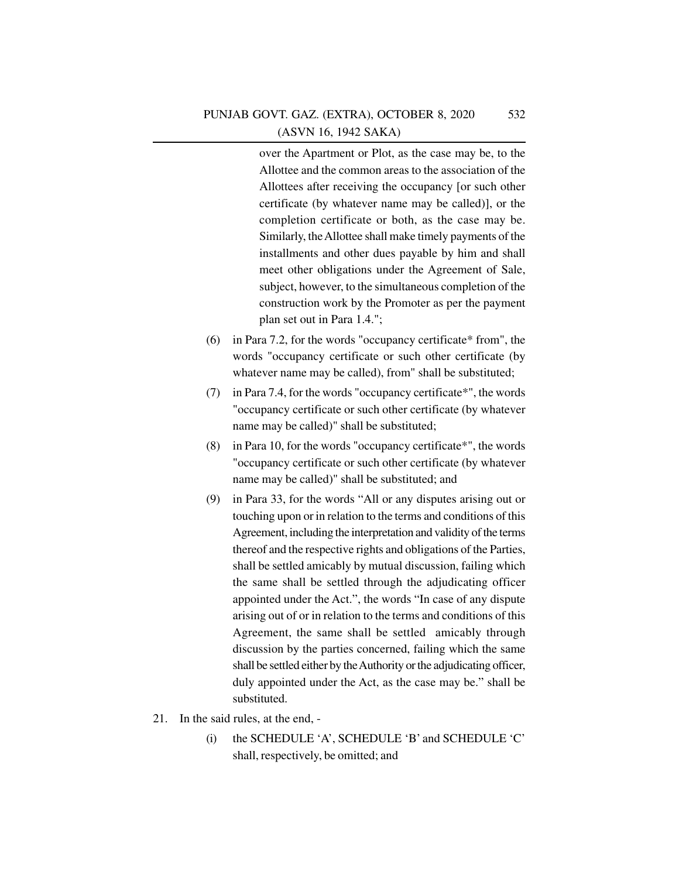over the Apartment or Plot, as the case may be, to the Allottee and the common areas to the association of the Allottees after receiving the occupancy [or such other certificate (by whatever name may be called)], or the completion certificate or both, as the case may be. Similarly, the Allottee shall make timely payments of the installments and other dues payable by him and shall meet other obligations under the Agreement of Sale, subject, however, to the simultaneous completion of the construction work by the Promoter as per the payment plan set out in Para 1.4.";

(6) in Para 7.2, for the words "occupancy certificate* from", the words "occupancy certificate or such other certificate (by whatever name may be called), from" shall be substituted;

(7) in Para 7.4, for the words "occupancy certificate*", the words "occupancy certificate or such other certificate (by whatever name may be called)" shall be substituted;

(8) in Para 10, for the words "occupancy certificate*", the words "occupancy certificate or such other certificate (by whatever name may be called)" shall be substituted; and

(9) in Para 33, for the words "All or any disputes arising out or touching upon or in relation to the terms and conditions of this Agreement, including the interpretation and validity of the terms thereof and the respective rights and obligations of the Parties, shall be settled amicably by mutual discussion, failing which the same shall be settled through the adjudicating officer appointed under the Act.", the words "In case of any dispute arising out of or in relation to the terms and conditions of this Agreement, the same shall be settled amicably through discussion by the parties concerned, failing which the same shall be settled either by the Authority or the adjudicating officer, duly appointed under the Act, as the case may be." shall be substituted.

21. In the said rules, at the end, -

(i) the SCHEDULE 'A', SCHEDULE 'B' and SCHEDULE 'C' shall, respectively, be omitted; and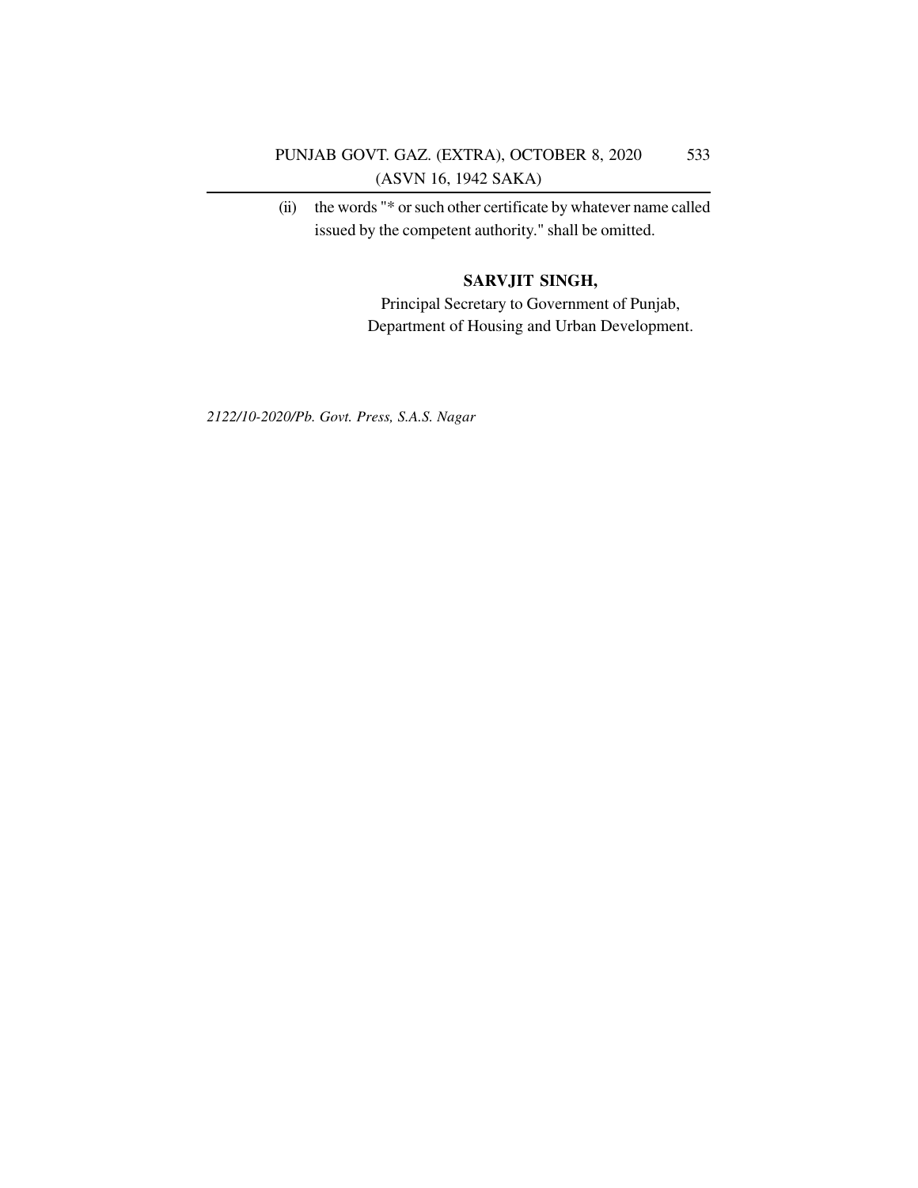(ii) the words "* or such other certificate by whatever name called issued by the competent authority." shall be omitted.

**SARVJIT SINGH,**

Principal Secretary to Government of Punjab,
Department of Housing and Urban Development.

*2122/10-2020/Pb. Govt. Press, S.A.S. Nagar*